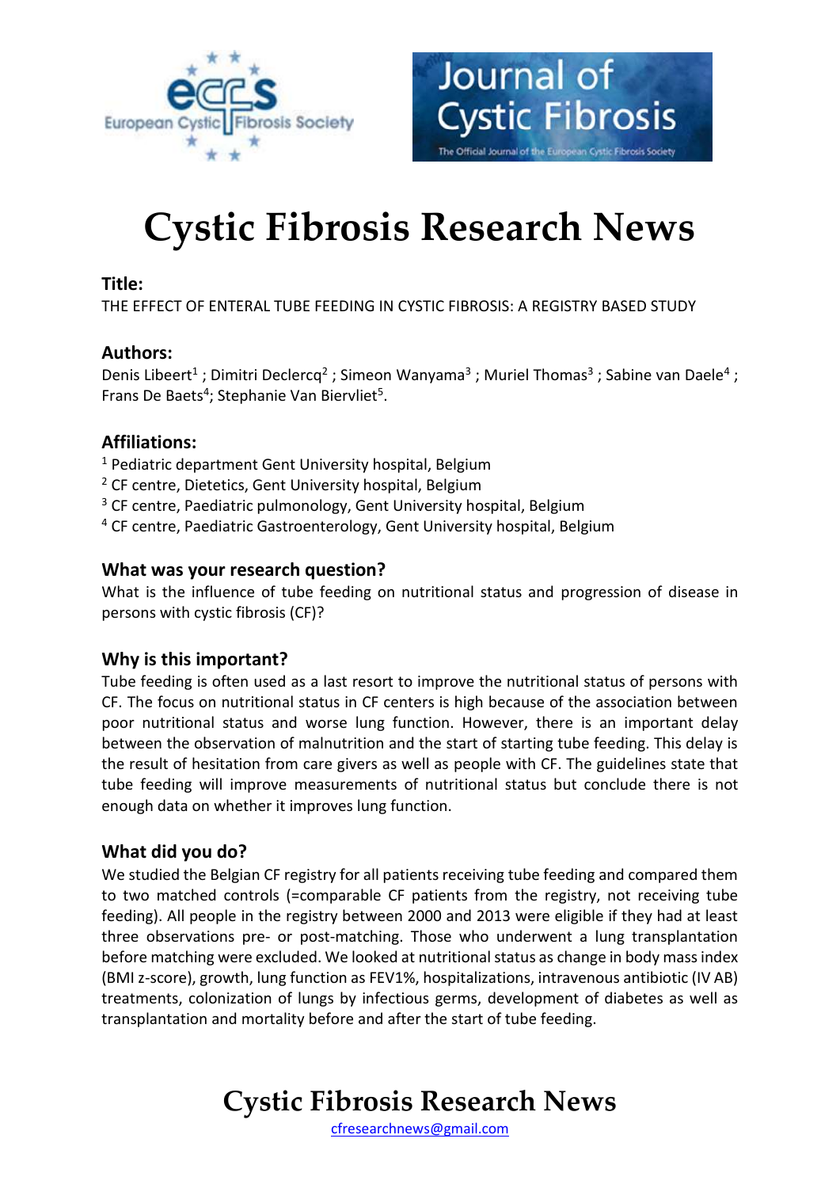# Cystic Fibrosis Research News

**Title:**

THE EFFECT OF ENTERAL TUBE FEEDING IN CYSTIC FIBROSIS: A REGISTRY BASED STUDY

**Authors:**

Denis Libeert[1] ; Dimitri Declercq[2] ; Simeon Wanyama[3] ; Muriel Thomas[3] ; Sabine van Daele[4] ; Frans De Baets[4]; Stephanie Van Biervliet[5].

**Affiliations:**

[1] Pediatric department Gent University hospital, Belgium
[2] CF centre, Dietetics, Gent University hospital, Belgium
[3] CF centre, Paediatric pulmonology, Gent University hospital, Belgium
[4] CF centre, Paediatric Gastroenterology, Gent University hospital, Belgium

**What was your research question?**

What is the influence of tube feeding on nutritional status and progression of disease in persons with cystic fibrosis (CF)?

**Why is this important?**

Tube feeding is often used as a last resort to improve the nutritional status of persons with CF. The focus on nutritional status in CF centers is high because of the association between poor nutritional status and worse lung function. However, there is an important delay between the observation of malnutrition and the start of starting tube feeding. This delay is the result of hesitation from care givers as well as people with CF. The guidelines state that tube feeding will improve measurements of nutritional status but conclude there is not enough data on whether it improves lung function.

**What did you do?**

We studied the Belgian CF registry for all patients receiving tube feeding and compared them to two matched controls (=comparable CF patients from the registry, not receiving tube feeding). All people in the registry between 2000 and 2013 were eligible if they had at least three observations pre- or post-matching. Those who underwent a lung transplantation before matching were excluded. We looked at nutritional status as change in body mass index (BMI z-score), growth, lung function as FEV1%, hospitalizations, intravenous antibiotic (IV AB) treatments, colonization of lungs by infectious germs, development of diabetes as well as transplantation and mortality before and after the start of tube feeding.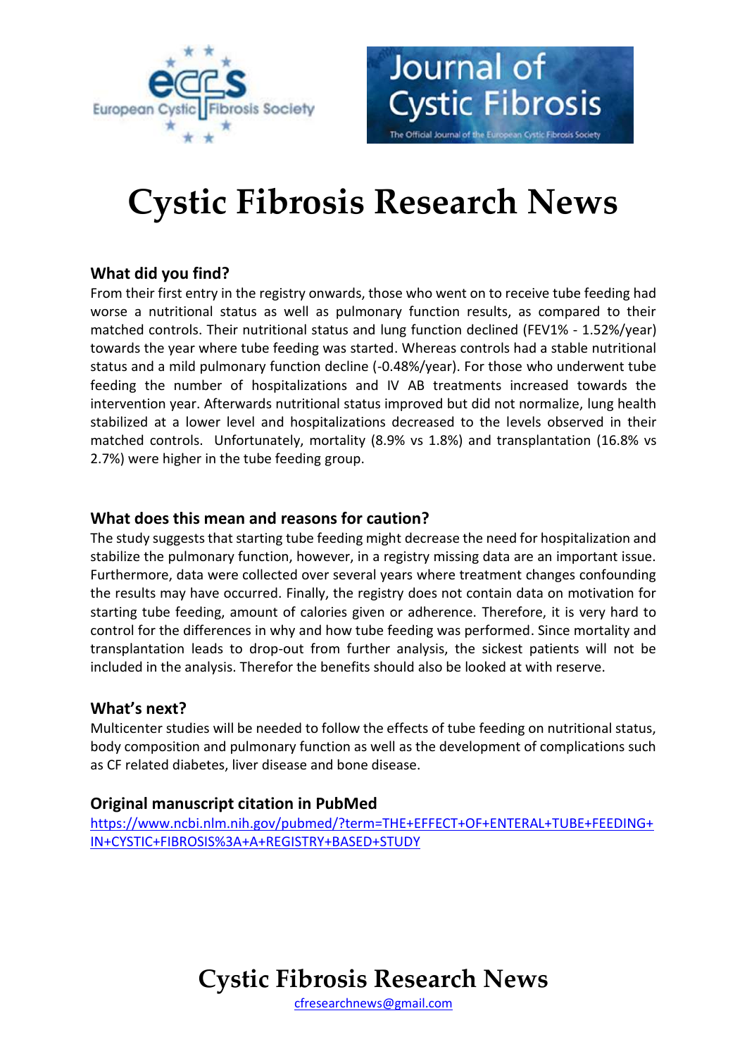# Cystic Fibrosis Research News

## What did you find?

From their first entry in the registry onwards, those who went on to receive tube feeding had worse a nutritional status as well as pulmonary function results, as compared to their matched controls. Their nutritional status and lung function declined (FEV1% - 1.52%/year) towards the year where tube feeding was started. Whereas controls had a stable nutritional status and a mild pulmonary function decline (-0.48%/year). For those who underwent tube feeding the number of hospitalizations and IV AB treatments increased towards the intervention year. Afterwards nutritional status improved but did not normalize, lung health stabilized at a lower level and hospitalizations decreased to the levels observed in their matched controls. Unfortunately, mortality (8.9% vs 1.8%) and transplantation (16.8% vs 2.7%) were higher in the tube feeding group.

## What does this mean and reasons for caution?

The study suggests that starting tube feeding might decrease the need for hospitalization and stabilize the pulmonary function, however, in a registry missing data are an important issue. Furthermore, data were collected over several years where treatment changes confounding the results may have occurred. Finally, the registry does not contain data on motivation for starting tube feeding, amount of calories given or adherence. Therefore, it is very hard to control for the differences in why and how tube feeding was performed. Since mortality and transplantation leads to drop-out from further analysis, the sickest patients will not be included in the analysis. Therefor the benefits should also be looked at with reserve.

## What's next?

Multicenter studies will be needed to follow the effects of tube feeding on nutritional status, body composition and pulmonary function as well as the development of complications such as CF related diabetes, liver disease and bone disease.

## Original manuscript citation in PubMed

https://www.ncbi.nlm.nih.gov/pubmed/?term=THE+EFFECT+OF+ENTERAL+TUBE+FEEDING+IN+CYSTIC+FIBROSIS%3A+A+REGISTRY+BASED+STUDY

**Cystic Fibrosis Research News**

cfresearchnews@gmail.com